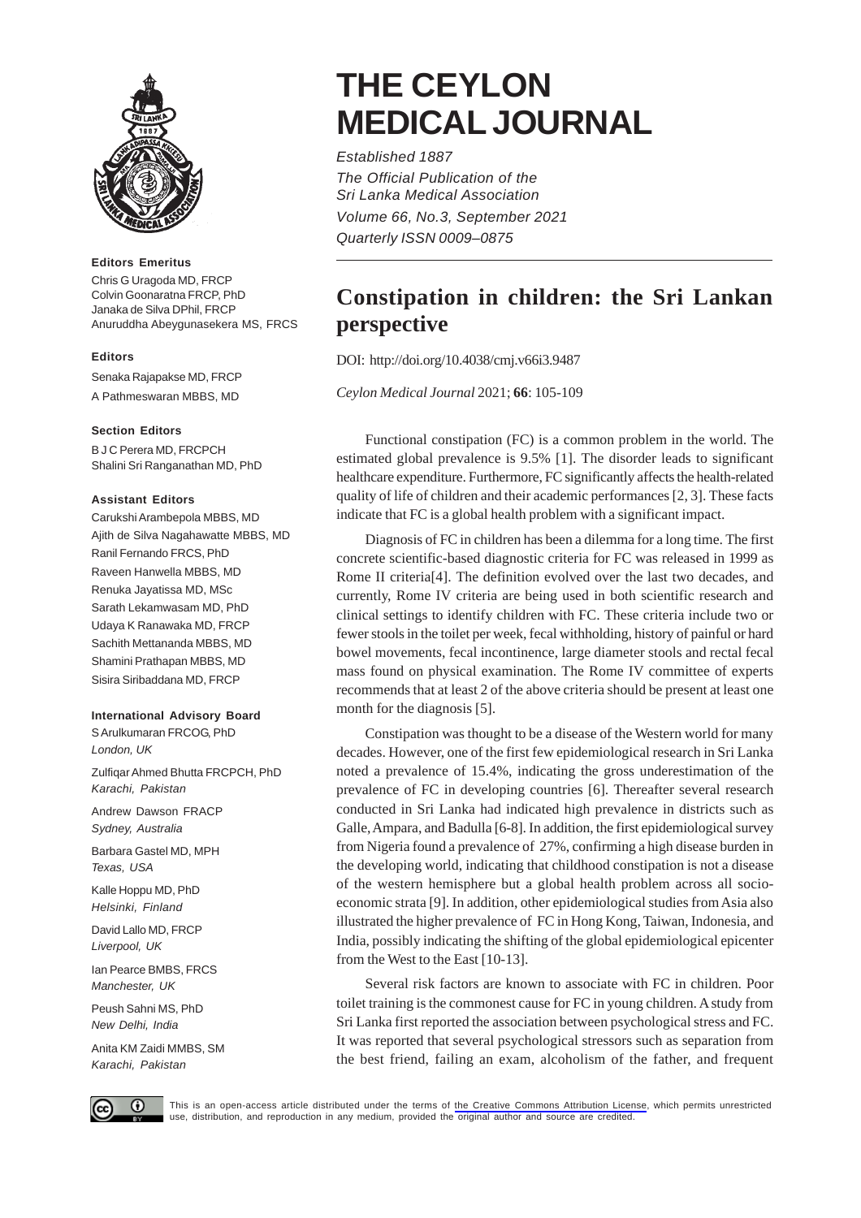# THE CEYLON MEDICAL JOURNAL

*Established 1887*

*The Official Publication of the Sri Lanka Medical Association*

*Volume 66, No.3, September 2021*

*Quarterly ISSN 0009–0875*

**Editors Emeritus**

Chris G Uragoda MD, FRCP
Colvin Goonaratna FRCP, PhD
Janaka de Silva DPhil, FRCP
Anuruddha Abeygunasekera MS, FRCS

**Editors**

Senaka Rajapakse MD, FRCP
A Pathmeswaran MBBS, MD

**Section Editors**

B J C Perera MD, FRCPCH
Shalini Sri Ranganathan MD, PhD

**Assistant Editors**

Carukshi Arambepola MBBS, MD
Ajith de Silva Nagahawatte MBBS, MD
Ranil Fernando FRCS, PhD
Raveen Hanwella MBBS, MD
Renuka Jayatissa MD, MSc
Sarath Lekamwasam MD, PhD
Udaya K Ranawaka MD, FRCP
Sachith Mettananda MBBS, MD
Shamini Prathapan MBBS, MD
Sisira Siribaddana MD, FRCP

**International Advisory Board**

S Arulkumaran FRCOG, PhD
*London, UK*

Zulfiqar Ahmed Bhutta FRCPCH, PhD
*Karachi, Pakistan*

Andrew Dawson FRACP
*Sydney, Australia*

Barbara Gastel MD, MPH
*Texas, USA*

Kalle Hoppu MD, PhD
*Helsinki, Finland*

David Lallo MD, FRCP
*Liverpool, UK*

Ian Pearce BMBS, FRCS
*Manchester, UK*

Peush Sahni MS, PhD
*New Delhi, India*

Anita KM Zaidi MMBS, SM
*Karachi, Pakistan*

## Constipation in children: the Sri Lankan perspective

DOI: http://doi.org/10.4038/cmj.v66i3.9487

*Ceylon Medical Journal* 2021; **66**: 105-109

Functional constipation (FC) is a common problem in the world. The estimated global prevalence is 9.5% [1]. The disorder leads to significant healthcare expenditure. Furthermore, FC significantly affects the health-related quality of life of children and their academic performances [2, 3]. These facts indicate that FC is a global health problem with a significant impact.

Diagnosis of FC in children has been a dilemma for a long time. The first concrete scientific-based diagnostic criteria for FC was released in 1999 as Rome II criteria[4]. The definition evolved over the last two decades, and currently, Rome IV criteria are being used in both scientific research and clinical settings to identify children with FC. These criteria include two or fewer stools in the toilet per week, fecal withholding, history of painful or hard bowel movements, fecal incontinence, large diameter stools and rectal fecal mass found on physical examination. The Rome IV committee of experts recommends that at least 2 of the above criteria should be present at least one month for the diagnosis [5].

Constipation was thought to be a disease of the Western world for many decades. However, one of the first few epidemiological research in Sri Lanka noted a prevalence of 15.4%, indicating the gross underestimation of the prevalence of FC in developing countries [6]. Thereafter several research conducted in Sri Lanka had indicated high prevalence in districts such as Galle, Ampara, and Badulla [6-8]. In addition, the first epidemiological survey from Nigeria found a prevalence of 27%, confirming a high disease burden in the developing world, indicating that childhood constipation is not a disease of the western hemisphere but a global health problem across all socio-economic strata [9]. In addition, other epidemiological studies from Asia also illustrated the higher prevalence of FC in Hong Kong, Taiwan, Indonesia, and India, possibly indicating the shifting of the global epidemiological epicenter from the West to the East [10-13].

Several risk factors are known to associate with FC in children. Poor toilet training is the commonest cause for FC in young children. A study from Sri Lanka first reported the association between psychological stress and FC. It was reported that several psychological stressors such as separation from the best friend, failing an exam, alcoholism of the father, and frequent

This is an open-access article distributed under the terms of the Creative Commons Attribution License, which permits unrestricted use, distribution, and reproduction in any medium, provided the original author and source are credited.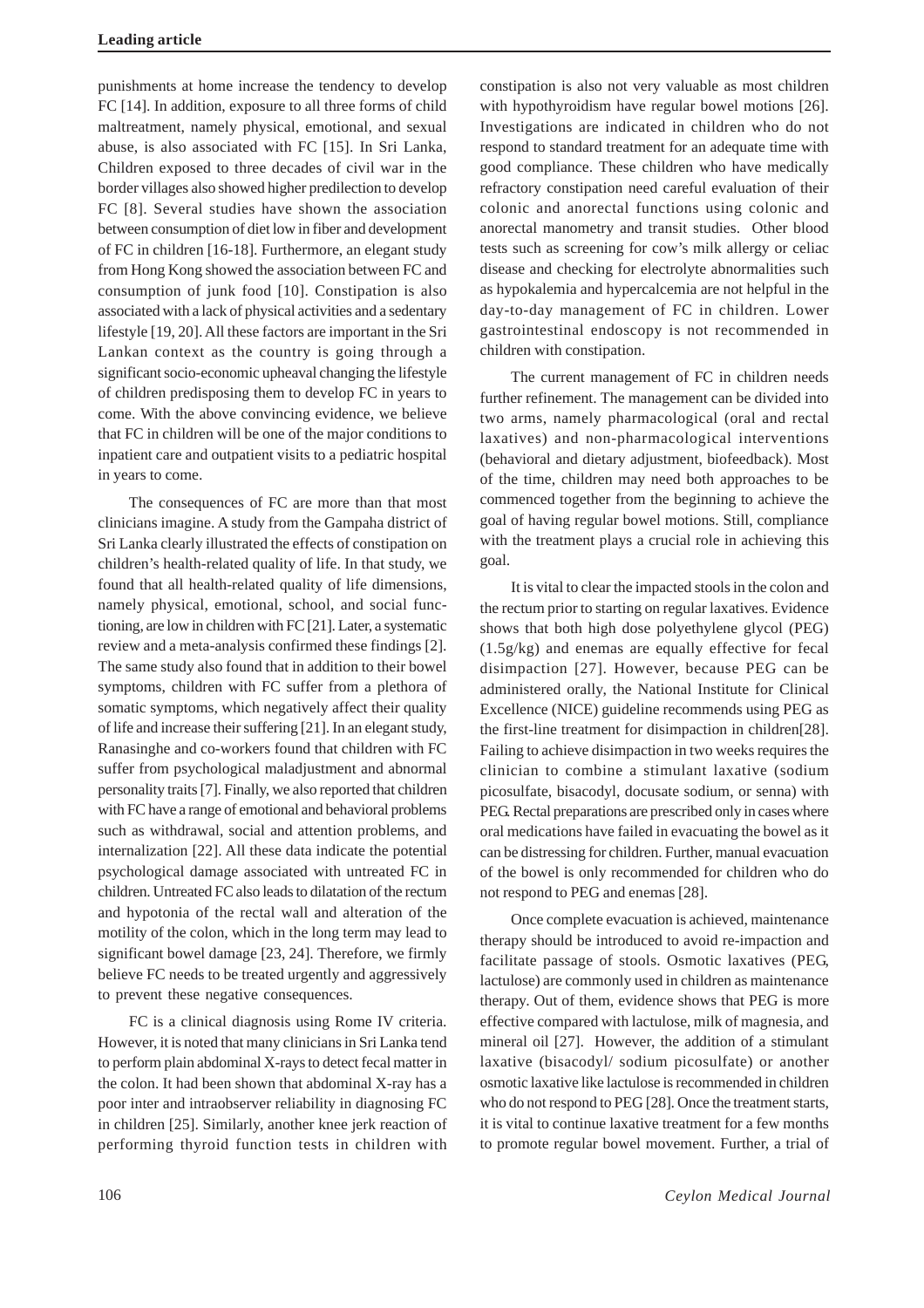punishments at home increase the tendency to develop FC [14]. In addition, exposure to all three forms of child maltreatment, namely physical, emotional, and sexual abuse, is also associated with FC [15]. In Sri Lanka, Children exposed to three decades of civil war in the border villages also showed higher predilection to develop FC [8]. Several studies have shown the association between consumption of diet low in fiber and development of FC in children [16-18]. Furthermore, an elegant study from Hong Kong showed the association between FC and consumption of junk food [10]. Constipation is also associated with a lack of physical activities and a sedentary lifestyle [19, 20]. All these factors are important in the Sri Lankan context as the country is going through a significant socio-economic upheaval changing the lifestyle of children predisposing them to develop FC in years to come. With the above convincing evidence, we believe that FC in children will be one of the major conditions to inpatient care and outpatient visits to a pediatric hospital in years to come.

The consequences of FC are more than that most clinicians imagine. A study from the Gampaha district of Sri Lanka clearly illustrated the effects of constipation on children's health-related quality of life. In that study, we found that all health-related quality of life dimensions, namely physical, emotional, school, and social functioning, are low in children with FC [21]. Later, a systematic review and a meta-analysis confirmed these findings [2]. The same study also found that in addition to their bowel symptoms, children with FC suffer from a plethora of somatic symptoms, which negatively affect their quality of life and increase their suffering [21]. In an elegant study, Ranasinghe and co-workers found that children with FC suffer from psychological maladjustment and abnormal personality traits [7]. Finally, we also reported that children with FC have a range of emotional and behavioral problems such as withdrawal, social and attention problems, and internalization [22]. All these data indicate the potential psychological damage associated with untreated FC in children. Untreated FC also leads to dilatation of the rectum and hypotonia of the rectal wall and alteration of the motility of the colon, which in the long term may lead to significant bowel damage [23, 24]. Therefore, we firmly believe FC needs to be treated urgently and aggressively to prevent these negative consequences.

FC is a clinical diagnosis using Rome IV criteria. However, it is noted that many clinicians in Sri Lanka tend to perform plain abdominal X-rays to detect fecal matter in the colon. It had been shown that abdominal X-ray has a poor inter and intraobserver reliability in diagnosing FC in children [25]. Similarly, another knee jerk reaction of performing thyroid function tests in children with constipation is also not very valuable as most children with hypothyroidism have regular bowel motions [26]. Investigations are indicated in children who do not respond to standard treatment for an adequate time with good compliance. These children who have medically refractory constipation need careful evaluation of their colonic and anorectal functions using colonic and anorectal manometry and transit studies. Other blood tests such as screening for cow's milk allergy or celiac disease and checking for electrolyte abnormalities such as hypokalemia and hypercalcemia are not helpful in the day-to-day management of FC in children. Lower gastrointestinal endoscopy is not recommended in children with constipation.

The current management of FC in children needs further refinement. The management can be divided into two arms, namely pharmacological (oral and rectal laxatives) and non-pharmacological interventions (behavioral and dietary adjustment, biofeedback). Most of the time, children may need both approaches to be commenced together from the beginning to achieve the goal of having regular bowel motions. Still, compliance with the treatment plays a crucial role in achieving this goal.

It is vital to clear the impacted stools in the colon and the rectum prior to starting on regular laxatives. Evidence shows that both high dose polyethylene glycol (PEG) (1.5g/kg) and enemas are equally effective for fecal disimpaction [27]. However, because PEG can be administered orally, the National Institute for Clinical Excellence (NICE) guideline recommends using PEG as the first-line treatment for disimpaction in children[28]. Failing to achieve disimpaction in two weeks requires the clinician to combine a stimulant laxative (sodium picosulfate, bisacodyl, docusate sodium, or senna) with PEG. Rectal preparations are prescribed only in cases where oral medications have failed in evacuating the bowel as it can be distressing for children. Further, manual evacuation of the bowel is only recommended for children who do not respond to PEG and enemas [28].

Once complete evacuation is achieved, maintenance therapy should be introduced to avoid re-impaction and facilitate passage of stools. Osmotic laxatives (PEG, lactulose) are commonly used in children as maintenance therapy. Out of them, evidence shows that PEG is more effective compared with lactulose, milk of magnesia, and mineral oil [27]. However, the addition of a stimulant laxative (bisacodyl/ sodium picosulfate) or another osmotic laxative like lactulose is recommended in children who do not respond to PEG [28]. Once the treatment starts, it is vital to continue laxative treatment for a few months to promote regular bowel movement. Further, a trial of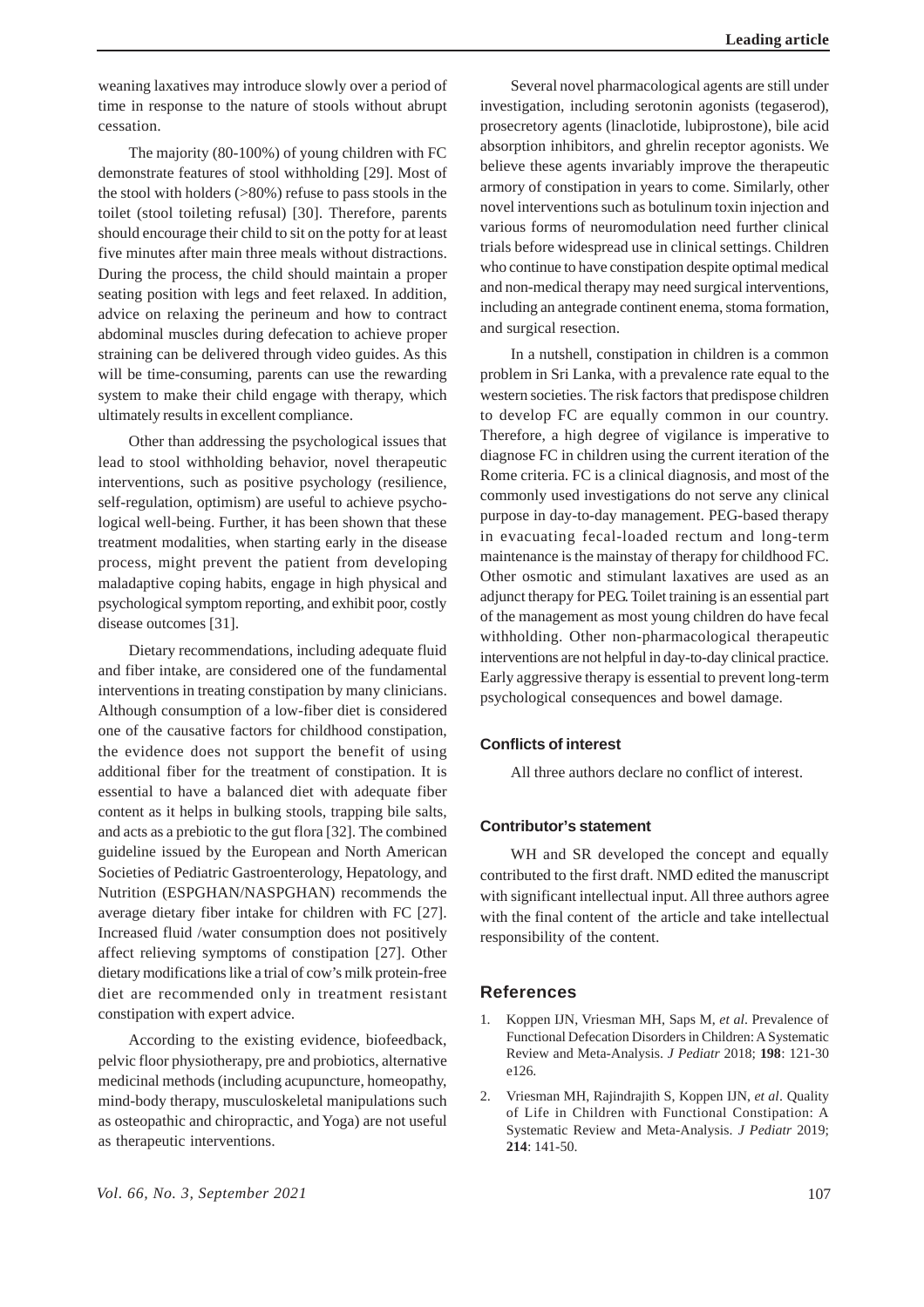weaning laxatives may introduce slowly over a period of time in response to the nature of stools without abrupt cessation.

The majority (80-100%) of young children with FC demonstrate features of stool withholding [29]. Most of the stool with holders (>80%) refuse to pass stools in the toilet (stool toileting refusal) [30]. Therefore, parents should encourage their child to sit on the potty for at least five minutes after main three meals without distractions. During the process, the child should maintain a proper seating position with legs and feet relaxed. In addition, advice on relaxing the perineum and how to contract abdominal muscles during defecation to achieve proper straining can be delivered through video guides. As this will be time-consuming, parents can use the rewarding system to make their child engage with therapy, which ultimately results in excellent compliance.

Other than addressing the psychological issues that lead to stool withholding behavior, novel therapeutic interventions, such as positive psychology (resilience, self-regulation, optimism) are useful to achieve psychological well-being. Further, it has been shown that these treatment modalities, when starting early in the disease process, might prevent the patient from developing maladaptive coping habits, engage in high physical and psychological symptom reporting, and exhibit poor, costly disease outcomes [31].

Dietary recommendations, including adequate fluid and fiber intake, are considered one of the fundamental interventions in treating constipation by many clinicians. Although consumption of a low-fiber diet is considered one of the causative factors for childhood constipation, the evidence does not support the benefit of using additional fiber for the treatment of constipation. It is essential to have a balanced diet with adequate fiber content as it helps in bulking stools, trapping bile salts, and acts as a prebiotic to the gut flora [32]. The combined guideline issued by the European and North American Societies of Pediatric Gastroenterology, Hepatology, and Nutrition (ESPGHAN/NASPGHAN) recommends the average dietary fiber intake for children with FC [27]. Increased fluid /water consumption does not positively affect relieving symptoms of constipation [27]. Other dietary modifications like a trial of cow's milk protein-free diet are recommended only in treatment resistant constipation with expert advice.

According to the existing evidence, biofeedback, pelvic floor physiotherapy, pre and probiotics, alternative medicinal methods (including acupuncture, homeopathy, mind-body therapy, musculoskeletal manipulations such as osteopathic and chiropractic, and Yoga) are not useful as therapeutic interventions.

Several novel pharmacological agents are still under investigation, including serotonin agonists (tegaserod), prosecretory agents (linaclotide, lubiprostone), bile acid absorption inhibitors, and ghrelin receptor agonists. We believe these agents invariably improve the therapeutic armory of constipation in years to come. Similarly, other novel interventions such as botulinum toxin injection and various forms of neuromodulation need further clinical trials before widespread use in clinical settings. Children who continue to have constipation despite optimal medical and non-medical therapy may need surgical interventions, including an antegrade continent enema, stoma formation, and surgical resection.

In a nutshell, constipation in children is a common problem in Sri Lanka, with a prevalence rate equal to the western societies. The risk factors that predispose children to develop FC are equally common in our country. Therefore, a high degree of vigilance is imperative to diagnose FC in children using the current iteration of the Rome criteria. FC is a clinical diagnosis, and most of the commonly used investigations do not serve any clinical purpose in day-to-day management. PEG-based therapy in evacuating fecal-loaded rectum and long-term maintenance is the mainstay of therapy for childhood FC. Other osmotic and stimulant laxatives are used as an adjunct therapy for PEG. Toilet training is an essential part of the management as most young children do have fecal withholding. Other non-pharmacological therapeutic interventions are not helpful in day-to-day clinical practice. Early aggressive therapy is essential to prevent long-term psychological consequences and bowel damage.

### Conflicts of interest

All three authors declare no conflict of interest.

### Contributor's statement

WH and SR developed the concept and equally contributed to the first draft. NMD edited the manuscript with significant intellectual input. All three authors agree with the final content of the article and take intellectual responsibility of the content.

## References

1. Koppen IJN, Vriesman MH, Saps M, *et al*. Prevalence of Functional Defecation Disorders in Children: A Systematic Review and Meta-Analysis. *J Pediatr* 2018; **198**: 121-30 e126.
2. Vriesman MH, Rajindrajith S, Koppen IJN, *et al*. Quality of Life in Children with Functional Constipation: A Systematic Review and Meta-Analysis. *J Pediatr* 2019; **214**: 141-50.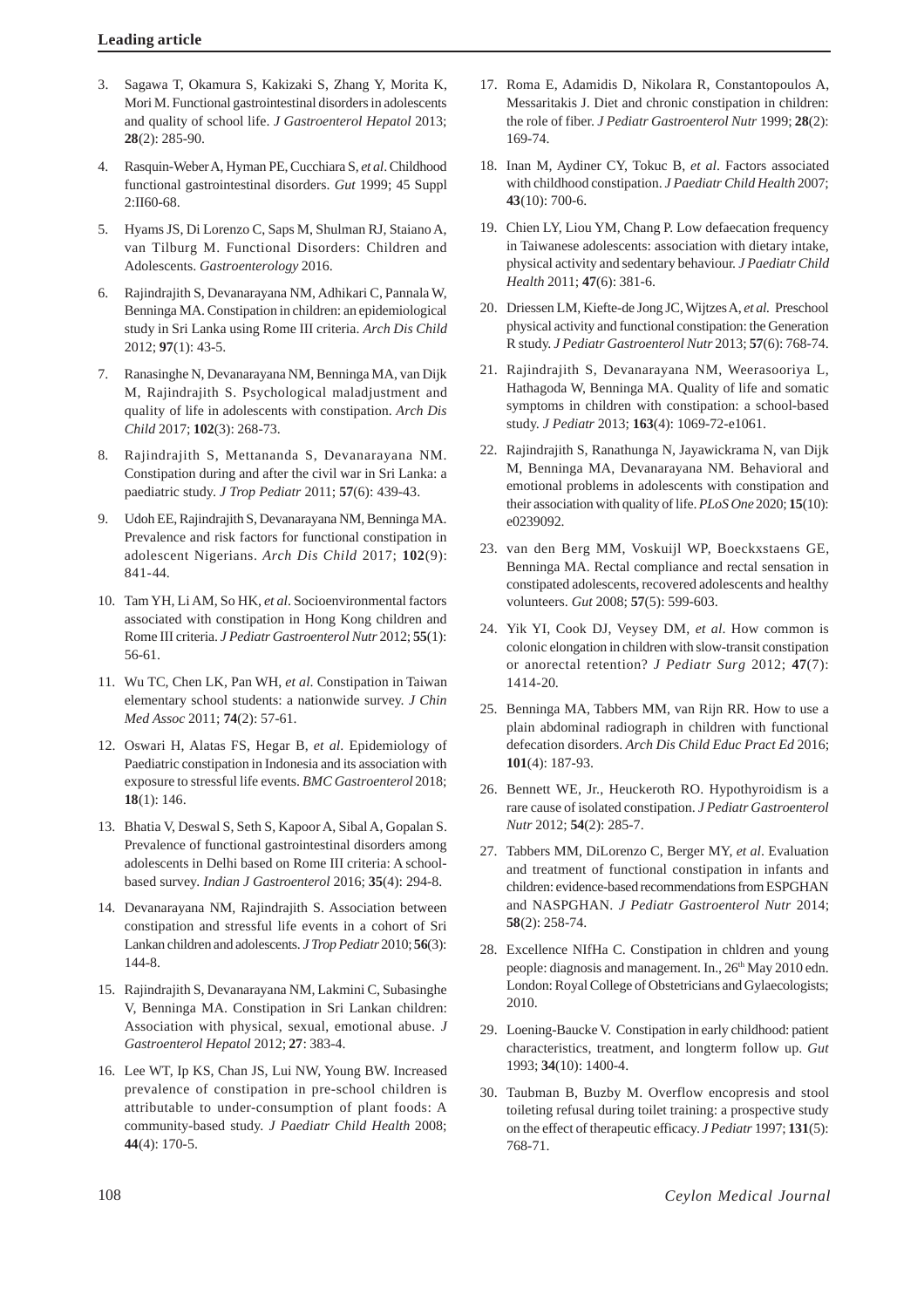3. Sagawa T, Okamura S, Kakizaki S, Zhang Y, Morita K, Mori M. Functional gastrointestinal disorders in adolescents and quality of school life. *J Gastroenterol Hepatol* 2013; **28**(2): 285-90.

4. Rasquin-Weber A, Hyman PE, Cucchiara S, *et al*. Childhood functional gastrointestinal disorders. *Gut* 1999; 45 Suppl 2:II60-68.

5. Hyams JS, Di Lorenzo C, Saps M, Shulman RJ, Staiano A, van Tilburg M. Functional Disorders: Children and Adolescents. *Gastroenterology* 2016.

6. Rajindrajith S, Devanarayana NM, Adhikari C, Pannala W, Benninga MA. Constipation in children: an epidemiological study in Sri Lanka using Rome III criteria. *Arch Dis Child* 2012; **97**(1): 43-5.

7. Ranasinghe N, Devanarayana NM, Benninga MA, van Dijk M, Rajindrajith S. Psychological maladjustment and quality of life in adolescents with constipation. *Arch Dis Child* 2017; **102**(3): 268-73.

8. Rajindrajith S, Mettananda S, Devanarayana NM. Constipation during and after the civil war in Sri Lanka: a paediatric study. *J Trop Pediatr* 2011; **57**(6): 439-43.

9. Udoh EE, Rajindrajith S, Devanarayana NM, Benninga MA. Prevalence and risk factors for functional constipation in adolescent Nigerians. *Arch Dis Child* 2017; **102**(9): 841-44.

10. Tam YH, Li AM, So HK, *et al*. Socioenvironmental factors associated with constipation in Hong Kong children and Rome III criteria. *J Pediatr Gastroenterol Nutr* 2012; **55**(1): 56-61.

11. Wu TC, Chen LK, Pan WH, *et al*. Constipation in Taiwan elementary school students: a nationwide survey. *J Chin Med Assoc* 2011; **74**(2): 57-61.

12. Oswari H, Alatas FS, Hegar B, *et al*. Epidemiology of Paediatric constipation in Indonesia and its association with exposure to stressful life events. *BMC Gastroenterol* 2018; **18**(1): 146.

13. Bhatia V, Deswal S, Seth S, Kapoor A, Sibal A, Gopalan S. Prevalence of functional gastrointestinal disorders among adolescents in Delhi based on Rome III criteria: A school-based survey. *Indian J Gastroenterol* 2016; **35**(4): 294-8.

14. Devanarayana NM, Rajindrajith S. Association between constipation and stressful life events in a cohort of Sri Lankan children and adolescents. *J Trop Pediatr* 2010; **56**(3): 144-8.

15. Rajindrajith S, Devanarayana NM, Lakmini C, Subasinghe V, Benninga MA. Constipation in Sri Lankan children: Association with physical, sexual, emotional abuse. *J Gastroenterol Hepatol* 2012; **27**: 383-4.

16. Lee WT, Ip KS, Chan JS, Lui NW, Young BW. Increased prevalence of constipation in pre-school children is attributable to under-consumption of plant foods: A community-based study. *J Paediatr Child Health* 2008; **44**(4): 170-5.

17. Roma E, Adamidis D, Nikolara R, Constantopoulos A, Messaritakis J. Diet and chronic constipation in children: the role of fiber. *J Pediatr Gastroenterol Nutr* 1999; **28**(2): 169-74.

18. Inan M, Aydiner CY, Tokuc B, *et al*. Factors associated with childhood constipation. *J Paediatr Child Health* 2007; **43**(10): 700-6.

19. Chien LY, Liou YM, Chang P. Low defaecation frequency in Taiwanese adolescents: association with dietary intake, physical activity and sedentary behaviour. *J Paediatr Child Health* 2011; **47**(6): 381-6.

20. Driessen LM, Kiefte-de Jong JC, Wijtzes A, *et al.* Preschool physical activity and functional constipation: the Generation R study. *J Pediatr Gastroenterol Nutr* 2013; **57**(6): 768-74.

21. Rajindrajith S, Devanarayana NM, Weerasooriya L, Hathagoda W, Benninga MA. Quality of life and somatic symptoms in children with constipation: a school-based study. *J Pediatr* 2013; **163**(4): 1069-72-e1061.

22. Rajindrajith S, Ranathunga N, Jayawickrama N, van Dijk M, Benninga MA, Devanarayana NM. Behavioral and emotional problems in adolescents with constipation and their association with quality of life. *PLoS One* 2020; **15**(10): e0239092.

23. van den Berg MM, Voskuijl WP, Boeckxstaens GE, Benninga MA. Rectal compliance and rectal sensation in constipated adolescents, recovered adolescents and healthy volunteers. *Gut* 2008; **57**(5): 599-603.

24. Yik YI, Cook DJ, Veysey DM, *et al*. How common is colonic elongation in children with slow-transit constipation or anorectal retention? *J Pediatr Surg* 2012; **47**(7): 1414-20.

25. Benninga MA, Tabbers MM, van Rijn RR. How to use a plain abdominal radiograph in children with functional defecation disorders. *Arch Dis Child Educ Pract Ed* 2016; **101**(4): 187-93.

26. Bennett WE, Jr., Heuckeroth RO. Hypothyroidism is a rare cause of isolated constipation. *J Pediatr Gastroenterol Nutr* 2012; **54**(2): 285-7.

27. Tabbers MM, DiLorenzo C, Berger MY, *et al*. Evaluation and treatment of functional constipation in infants and children: evidence-based recommendations from ESPGHAN and NASPGHAN. *J Pediatr Gastroenterol Nutr* 2014; **58**(2): 258-74.

28. Excellence NIfHa C. Constipation in chldren and young people: diagnosis and management. In., 26th May 2010 edn. London: Royal College of Obstetricians and Gylaecologists; 2010.

29. Loening-Baucke V. Constipation in early childhood: patient characteristics, treatment, and longterm follow up. *Gut* 1993; **34**(10): 1400-4.

30. Taubman B, Buzby M. Overflow encopresis and stool toileting refusal during toilet training: a prospective study on the effect of therapeutic efficacy. *J Pediatr* 1997; **131**(5): 768-71.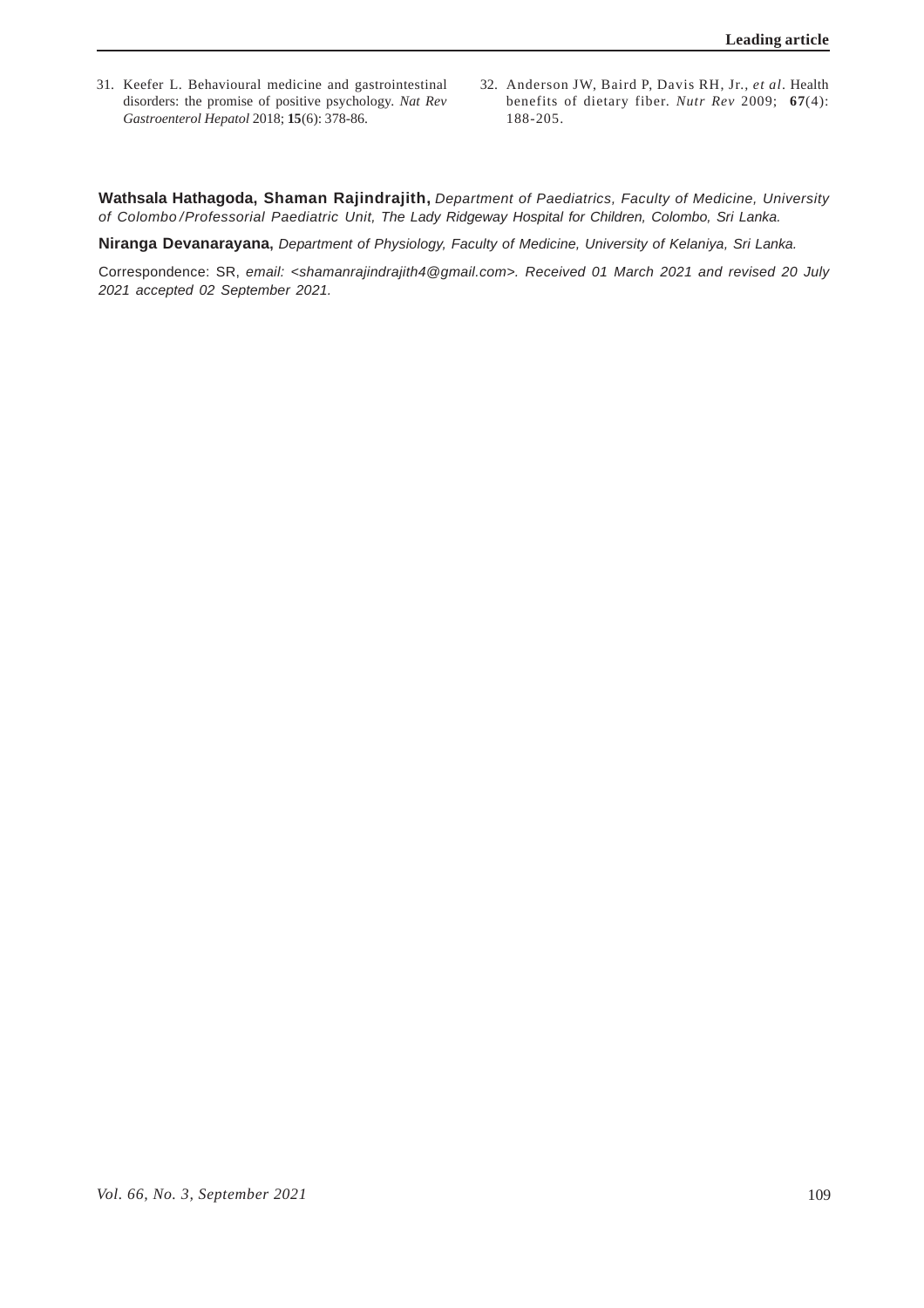31. Keefer L. Behavioural medicine and gastrointestinal disorders: the promise of positive psychology. *Nat Rev Gastroenterol Hepatol* 2018; **15**(6): 378-86.
32. Anderson JW, Baird P, Davis RH, Jr., *et al*. Health benefits of dietary fiber. *Nutr Rev* 2009; **67**(4): 188-205.

**Wathsala Hathagoda, Shaman Rajindrajith,** *Department of Paediatrics, Faculty of Medicine, University of Colombo/Professorial Paediatric Unit, The Lady Ridgeway Hospital for Children, Colombo, Sri Lanka.*

**Niranga Devanarayana,** *Department of Physiology, Faculty of Medicine, University of Kelaniya, Sri Lanka.*

Correspondence: SR, *email: <shamanrajindrajith4@gmail.com>. Received 01 March 2021 and revised 20 July 2021 accepted 02 September 2021.*